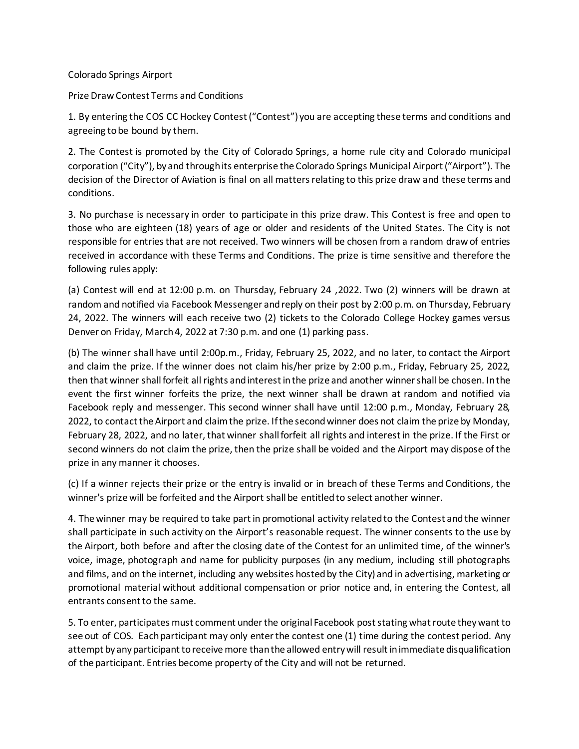Colorado Springs Airport

Prize Draw Contest Terms and Conditions

1. By entering the COS CC Hockey Contest ("Contest") you are accepting these terms and conditions and agreeing to be bound by them.

2. The Contest is promoted by the City of Colorado Springs, a home rule city and Colorado municipal corporation ("City"), by and through its enterprise the Colorado Springs Municipal Airport ("Airport"). The decision of the Director of Aviation is final on all matters relating to this prize draw and these terms and conditions.

3. No purchase is necessary in order to participate in this prize draw. This Contest is free and open to those who are eighteen (18) years of age or older and residents of the United States. The City is not responsible for entries that are not received. Two winners will be chosen from a random draw of entries received in accordance with these Terms and Conditions. The prize is time sensitive and therefore the following rules apply:

(a) Contest will end at 12:00 p.m. on Thursday, February 24 ,2022. Two (2) winners will be drawn at random and notified via Facebook Messenger and reply on their post by 2:00 p.m. on Thursday, February 24, 2022. The winners will each receive two (2) tickets to the Colorado College Hockey games versus Denver on Friday, March 4, 2022 at 7:30 p.m. and one (1) parking pass.

(b) The winner shall have until 2:00p.m., Friday, February 25, 2022, and no later, to contact the Airport and claim the prize. If the winner does not claim his/her prize by 2:00 p.m., Friday, February 25, 2022, then that winner shall forfeit all rights and interest in the prize and another winner shall be chosen. In the event the first winner forfeits the prize, the next winner shall be drawn at random and notified via Facebook reply and messenger. This second winner shall have until 12:00 p.m., Monday, February 28, 2022, to contact the Airport and claim the prize. If the second winner does not claim the prize by Monday, February 28, 2022, and no later, that winner shall forfeit all rights and interest in the prize. If the First or second winners do not claim the prize, then the prize shall be voided and the Airport may dispose of the prize in any manner it chooses.

(c) If a winner rejects their prize or the entry is invalid or in breach of these Terms and Conditions, the winner's prize will be forfeited and the Airport shall be entitled to select another winner.

4. The winner may be required to take part in promotional activity related to the Contest and the winner shall participate in such activity on the Airport's reasonable request. The winner consents to the use by the Airport, both before and after the closing date of the Contest for an unlimited time, of the winner's voice, image, photograph and name for publicity purposes (in any medium, including still photographs and films, and on the internet, including any websites hosted by the City) and in advertising, marketing or promotional material without additional compensation or prior notice and, in entering the Contest, all entrants consent to the same.

5. To enter, participates must comment under the original Facebook post stating what route they want to see out of COS. Each participant may only enter the contest one (1) time during the contest period. Any attempt by any participant to receive more than the allowed entry will result in immediate disqualification of the participant. Entries become property of the City and will not be returned.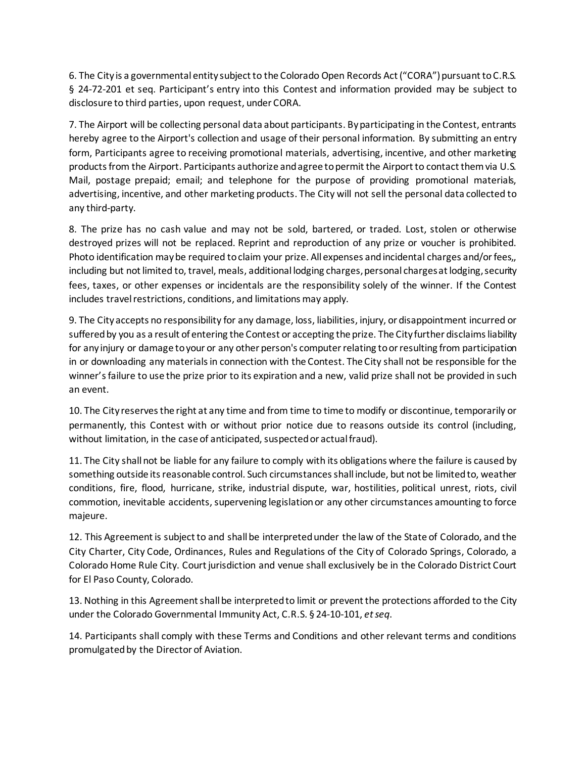6. The City is a governmental entity subject to the Colorado Open Records Act ("CORA") pursuant to C.R.S. § 24-72-201 et seq. Participant's entry into this Contest and information provided may be subject to disclosure to third parties, upon request, under CORA.

7. The Airport will be collecting personal data about participants. By participating in the Contest, entrants hereby agree to the Airport's collection and usage of their personal information. By submitting an entry form, Participants agree to receiving promotional materials, advertising, incentive, and other marketing products from the Airport. Participants authorize and agree to permit the Airport to contact them via U.S. Mail, postage prepaid; email; and telephone for the purpose of providing promotional materials, advertising, incentive, and other marketing products. The City will not sell the personal data collected to any third-party.

8. The prize has no cash value and may not be sold, bartered, or traded. Lost, stolen or otherwise destroyed prizes will not be replaced. Reprint and reproduction of any prize or voucher is prohibited. Photo identification may be required to claim your prize. All expenses and incidental charges and/or fees,, including but not limited to, travel, meals, additional lodging charges, personal charges at lodging, security fees, taxes, or other expenses or incidentals are the responsibility solely of the winner. If the Contest includes travel restrictions, conditions, and limitations may apply.

9. The City accepts no responsibility for any damage, loss, liabilities, injury, or disappointment incurred or suffered by you as a result of entering the Contest or accepting the prize. The City further disclaims liability for any injury or damage to your or any other person's computer relating to or resulting from participation in or downloading any materials in connection with the Contest. The City shall not be responsible for the winner's failure to use the prize prior to its expiration and a new, valid prize shall not be provided in such an event.

10. The City reserves the right at any time and from time to time to modify or discontinue, temporarily or permanently, this Contest with or without prior notice due to reasons outside its control (including, without limitation, in the case of anticipated, suspected or actual fraud).

11. The City shall not be liable for any failure to comply with its obligations where the failure is caused by something outside its reasonable control. Such circumstances shall include, but not be limited to, weather conditions, fire, flood, hurricane, strike, industrial dispute, war, hostilities, political unrest, riots, civil commotion, inevitable accidents, supervening legislation or any other circumstances amounting to force majeure.

12. This Agreement is subject to and shall be interpreted under the law of the State of Colorado, and the City Charter, City Code, Ordinances, Rules and Regulations of the City of Colorado Springs, Colorado, a Colorado Home Rule City. Court jurisdiction and venue shall exclusively be in the Colorado District Court for El Paso County, Colorado.

13. Nothing in this Agreement shall be interpreted to limit or prevent the protections afforded to the City under the Colorado Governmental Immunity Act, C.R.S. § 24-10-101, *et seq*.

14. Participants shall comply with these Terms and Conditions and other relevant terms and conditions promulgated by the Director of Aviation.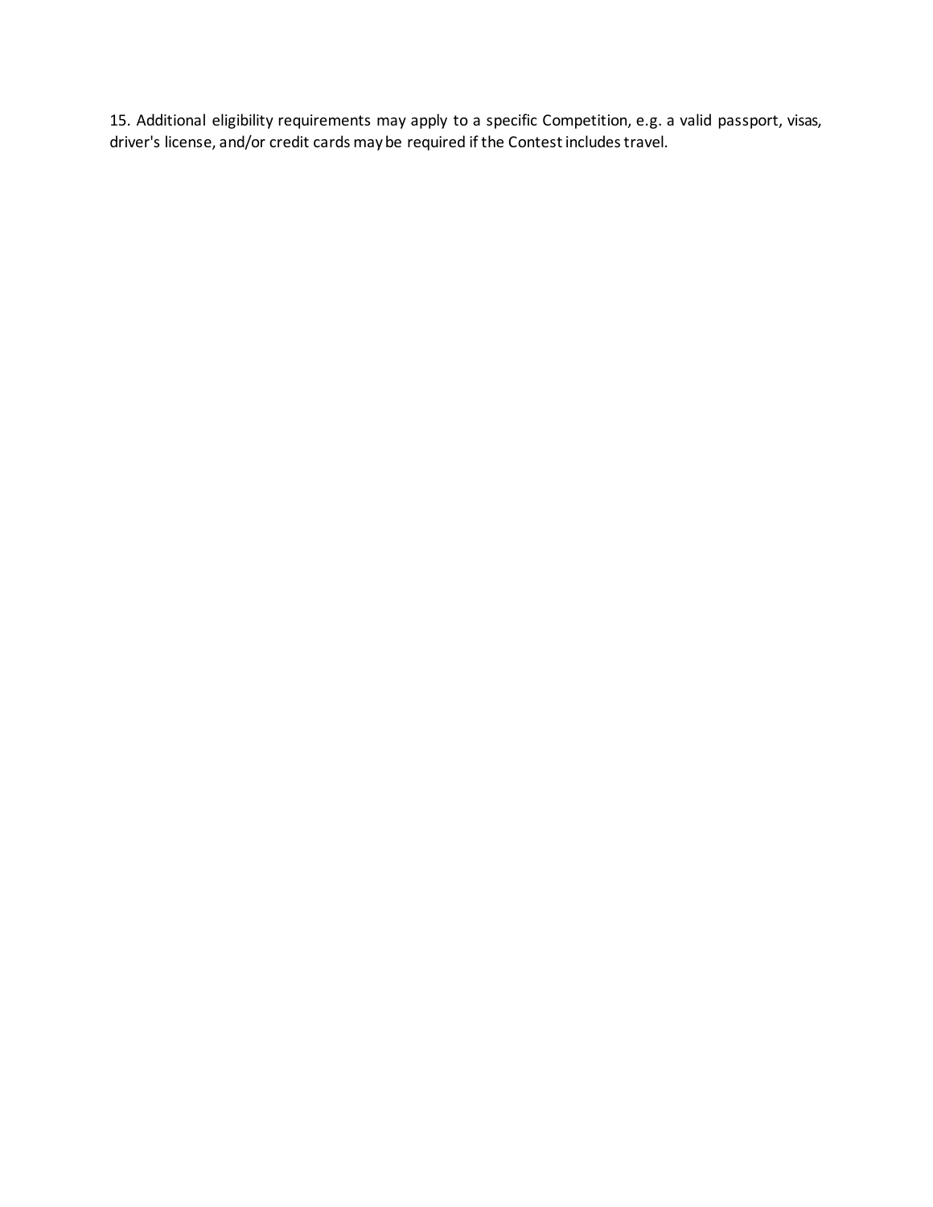15. Additional eligibility requirements may apply to a specific Competition, e.g. a valid passport, visas, driver's license, and/or credit cards may be required if the Contest includes travel.